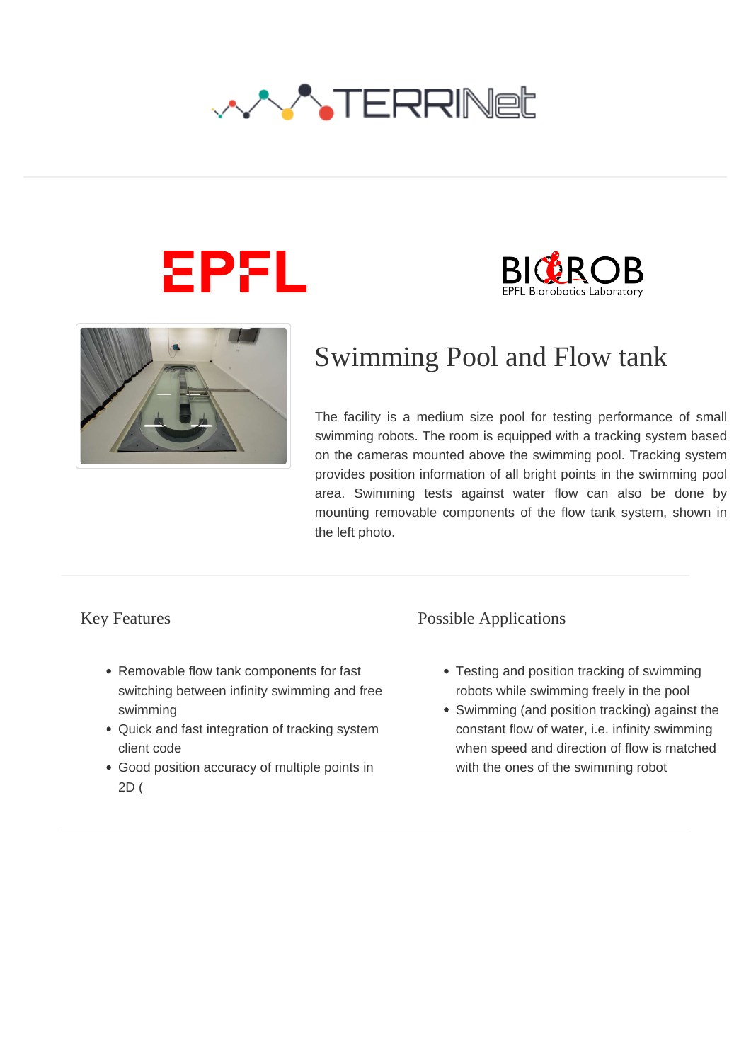# Swimming Pool and Flow tank

The facility is a medium size pool for testing performance of small swimming robots. The room is equipped with a tracking system based on the cameras mounted above the swimming pool. Tracking system provides position information of all bright points in the swimming pool area. Swimming tests against water flow can also be done by mounting removable components of the flow tank system, shown in the left photo.

## Key Features

- Removable flow tank components for fast switching between infinity swimming and free swimming
- Quick and fast integration of tracking system client code
- Good position accuracy of multiple points in 2D (

## Possible Applications

- Testing and position tracking of swimming robots while swimming freely in the pool
- Swimming (and position tracking) against the constant flow of water, i.e. infinity swimming when speed and direction of flow is matched with the ones of the swimming robot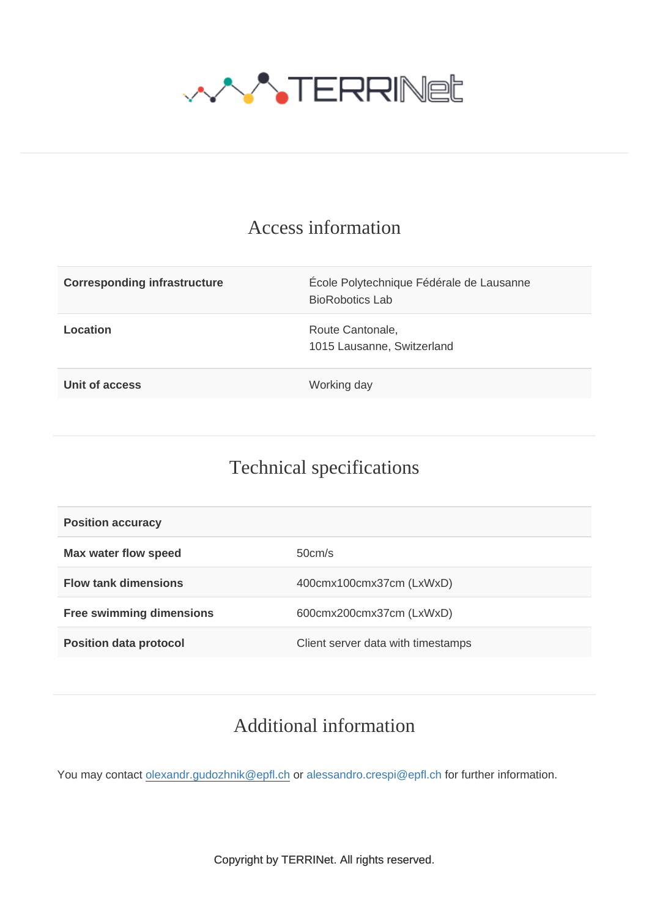TERRINet

## Access information

| | |
|---|---|
| **Corresponding infrastructure** | École Polytechnique Fédérale de Lausanne BioRobotics Lab |
| **Location** | Route Cantonale, 1015 Lausanne, Switzerland |
| **Unit of access** | Working day |

## Technical specifications

| | |
|---|---|
| **Position accuracy** | |
| **Max water flow speed** | 50cm/s |
| **Flow tank dimensions** | 400cmx100cmx37cm (LxWxD) |
| **Free swimming dimensions** | 600cmx200cmx37cm (LxWxD) |
| **Position data protocol** | Client server data with timestamps |

## Additional information

You may contact olexandr.gudozhnik@epfl.ch or alessandro.crespi@epfl.ch for further information.

Copyright by TERRINet. All rights reserved.